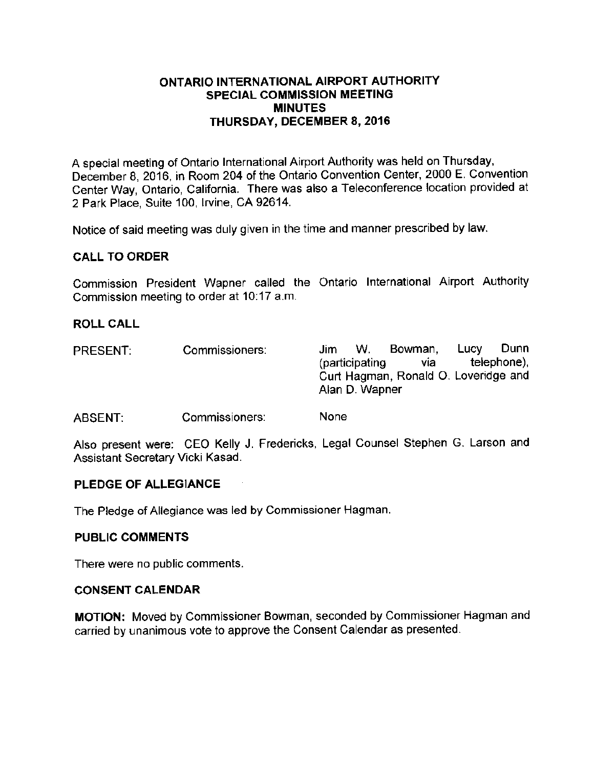# ONTARIO INTERNATIONAL AIRPORT AUTHORITY
## SPECIAL COMMISSION MEETING
## MINUTES
## THURSDAY, DECEMBER 8, 2016

A special meeting of Ontario International Airport Authority was held on Thursday, December 8, 2016, in Room 204 of the Ontario Convention Center, 2000 E. Convention Center Way, Ontario, California. There was also a Teleconference location provided at 2 Park Place, Suite 100, Irvine, CA 92614.

Notice of said meeting was duly given in the time and manner prescribed by law.

### CALL TO ORDER

Commission President Wapner called the Ontario International Airport Authority Commission meeting to order at 10:17 a.m.

### ROLL CALL

| | | |
|---|---|---|
| PRESENT: | Commissioners: | Jim W. Bowman, Lucy Dunn (participating via telephone), Curt Hagman, Ronald O. Loveridge and Alan D. Wapner |
| ABSENT: | Commissioners: | None |

Also present were: CEO Kelly J. Fredericks, Legal Counsel Stephen G. Larson and Assistant Secretary Vicki Kasad.

### PLEDGE OF ALLEGIANCE

The Pledge of Allegiance was led by Commissioner Hagman.

### PUBLIC COMMENTS

There were no public comments.

### CONSENT CALENDAR

**MOTION:** Moved by Commissioner Bowman, seconded by Commissioner Hagman and carried by unanimous vote to approve the Consent Calendar as presented.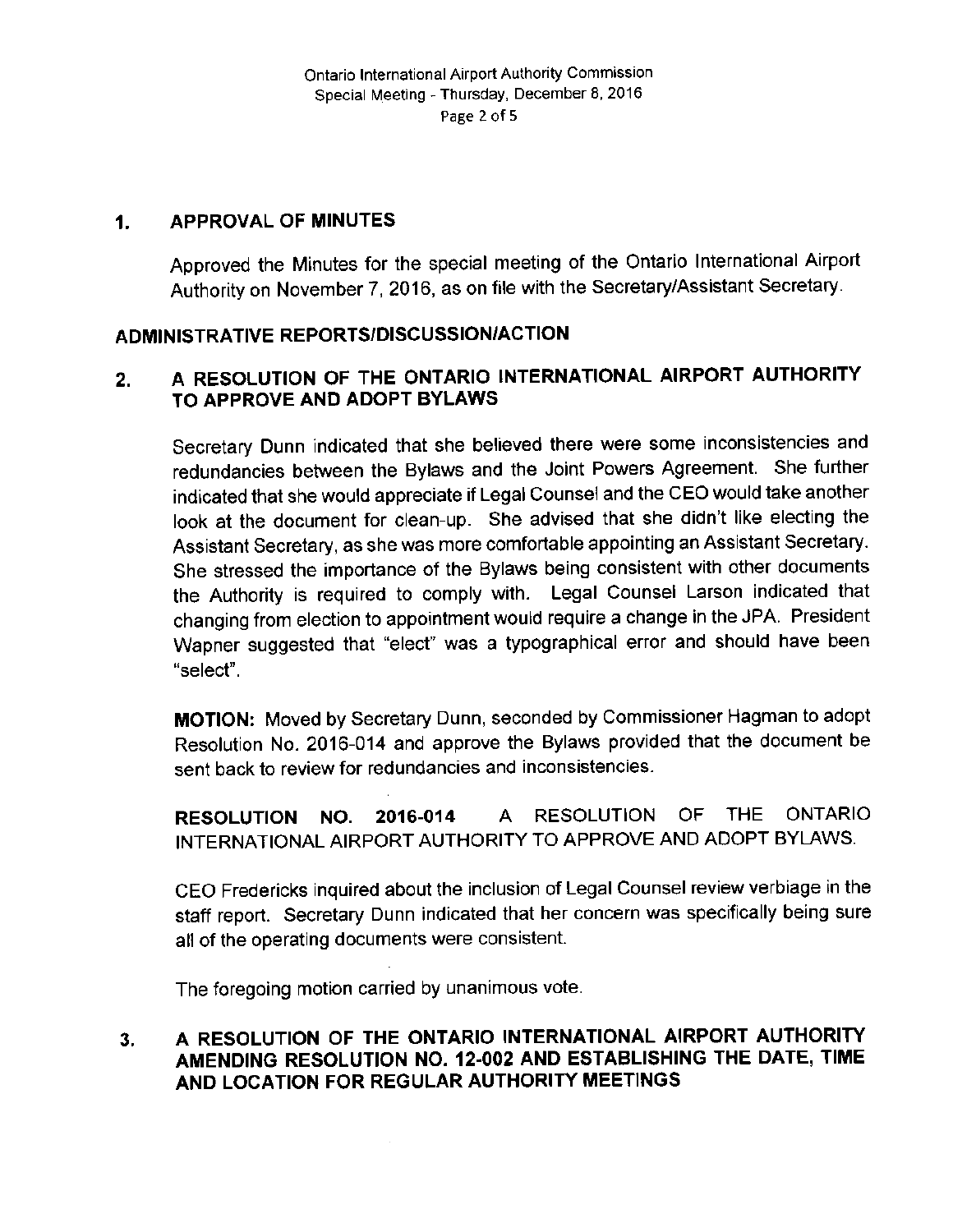## 1. APPROVAL OF MINUTES

Approved the Minutes for the special meeting of the Ontario International Airport Authority on November 7, 2016, as on file with the Secretary/Assistant Secretary.

## ADMINISTRATIVE REPORTS/DISCUSSION/ACTION

## 2. A RESOLUTION OF THE ONTARIO INTERNATIONAL AIRPORT AUTHORITY TO APPROVE AND ADOPT BYLAWS

Secretary Dunn indicated that she believed there were some inconsistencies and redundancies between the Bylaws and the Joint Powers Agreement. She further indicated that she would appreciate if Legal Counsel and the CEO would take another look at the document for clean-up. She advised that she didn't like electing the Assistant Secretary, as she was more comfortable appointing an Assistant Secretary. She stressed the importance of the Bylaws being consistent with other documents the Authority is required to comply with. Legal Counsel Larson indicated that changing from election to appointment would require a change in the JPA. President Wapner suggested that "elect" was a typographical error and should have been "select".

**MOTION:** Moved by Secretary Dunn, seconded by Commissioner Hagman to adopt Resolution No. 2016-014 and approve the Bylaws provided that the document be sent back to review for redundancies and inconsistencies.

**RESOLUTION NO. 2016-014** A RESOLUTION OF THE ONTARIO INTERNATIONAL AIRPORT AUTHORITY TO APPROVE AND ADOPT BYLAWS.

CEO Fredericks inquired about the inclusion of Legal Counsel review verbiage in the staff report. Secretary Dunn indicated that her concern was specifically being sure all of the operating documents were consistent.

The foregoing motion carried by unanimous vote.

## 3. A RESOLUTION OF THE ONTARIO INTERNATIONAL AIRPORT AUTHORITY AMENDING RESOLUTION NO. 12-002 AND ESTABLISHING THE DATE, TIME AND LOCATION FOR REGULAR AUTHORITY MEETINGS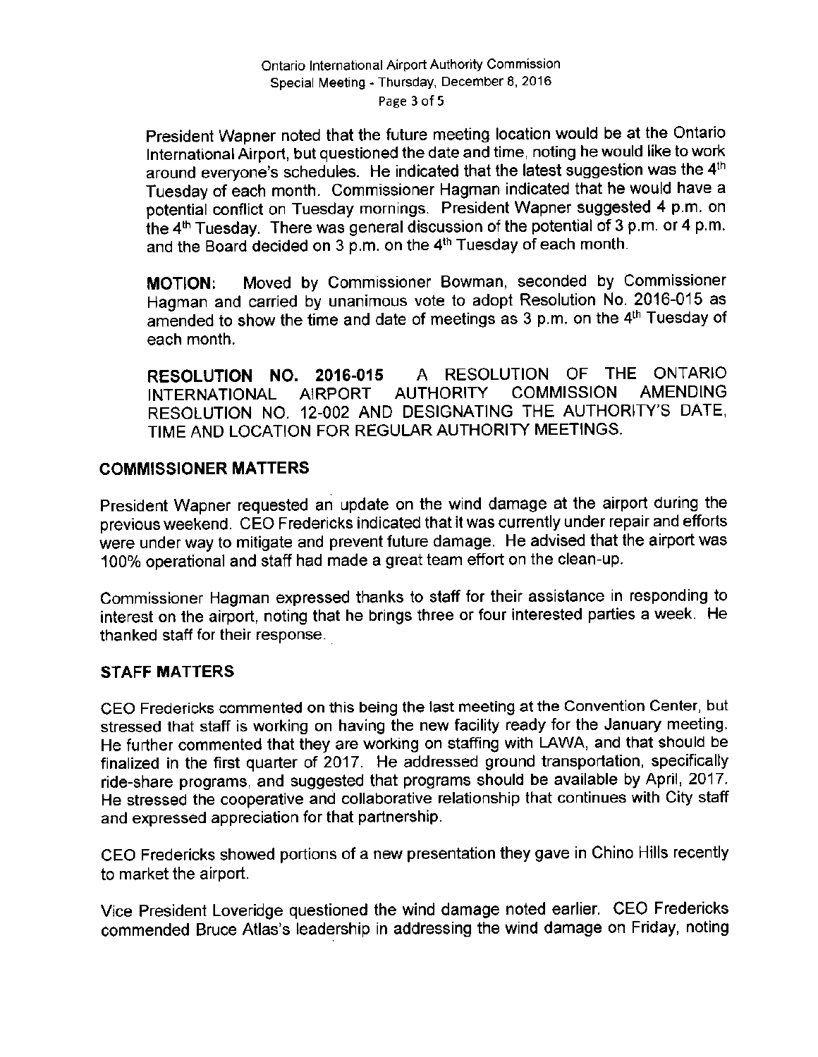President Wapner noted that the future meeting location would be at the Ontario International Airport, but questioned the date and time, noting he would like to work around everyone's schedules. He indicated that the latest suggestion was the 4th Tuesday of each month. Commissioner Hagman indicated that he would have a potential conflict on Tuesday mornings. President Wapner suggested 4 p.m. on the 4th Tuesday. There was general discussion of the potential of 3 p.m. or 4 p.m. and the Board decided on 3 p.m. on the 4th Tuesday of each month.

**MOTION:** Moved by Commissioner Bowman, seconded by Commissioner Hagman and carried by unanimous vote to adopt Resolution No. 2016-015 as amended to show the time and date of meetings as 3 p.m. on the 4th Tuesday of each month.

**RESOLUTION NO. 2016-015** A RESOLUTION OF THE ONTARIO INTERNATIONAL AIRPORT AUTHORITY COMMISSION AMENDING RESOLUTION NO. 12-002 AND DESIGNATING THE AUTHORITY'S DATE, TIME AND LOCATION FOR REGULAR AUTHORITY MEETINGS.

## COMMISSIONER MATTERS

President Wapner requested an update on the wind damage at the airport during the previous weekend. CEO Fredericks indicated that it was currently under repair and efforts were under way to mitigate and prevent future damage. He advised that the airport was 100% operational and staff had made a great team effort on the clean-up.

Commissioner Hagman expressed thanks to staff for their assistance in responding to interest on the airport, noting that he brings three or four interested parties a week. He thanked staff for their response.

## STAFF MATTERS

CEO Fredericks commented on this being the last meeting at the Convention Center, but stressed that staff is working on having the new facility ready for the January meeting. He further commented that they are working on staffing with LAWA, and that should be finalized in the first quarter of 2017. He addressed ground transportation, specifically ride-share programs, and suggested that programs should be available by April, 2017. He stressed the cooperative and collaborative relationship that continues with City staff and expressed appreciation for that partnership.

CEO Fredericks showed portions of a new presentation they gave in Chino Hills recently to market the airport.

Vice President Loveridge questioned the wind damage noted earlier. CEO Fredericks commended Bruce Atlas's leadership in addressing the wind damage on Friday, noting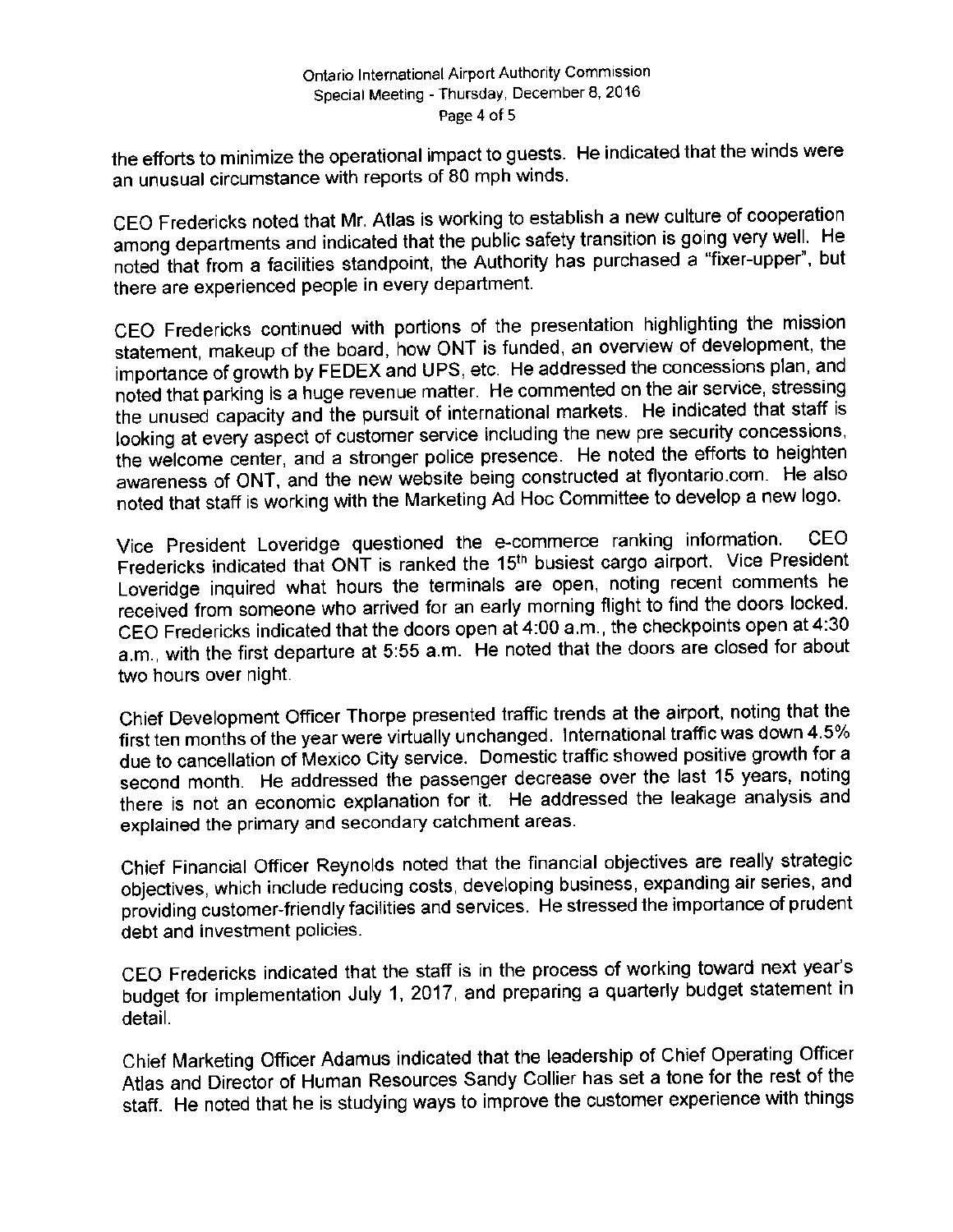the efforts to minimize the operational impact to guests. He indicated that the winds were an unusual circumstance with reports of 80 mph winds.

CEO Fredericks noted that Mr. Atlas is working to establish a new culture of cooperation among departments and indicated that the public safety transition is going very well. He noted that from a facilities standpoint, the Authority has purchased a "fixer-upper", but there are experienced people in every department.

CEO Fredericks continued with portions of the presentation highlighting the mission statement, makeup of the board, how ONT is funded, an overview of development, the importance of growth by FEDEX and UPS, etc. He addressed the concessions plan, and noted that parking is a huge revenue matter. He commented on the air service, stressing the unused capacity and the pursuit of international markets. He indicated that staff is looking at every aspect of customer service including the new pre security concessions, the welcome center, and a stronger police presence. He noted the efforts to heighten awareness of ONT, and the new website being constructed at flyontario.com. He also noted that staff is working with the Marketing Ad Hoc Committee to develop a new logo.

Vice President Loveridge questioned the e-commerce ranking information. CEO Fredericks indicated that ONT is ranked the 15th busiest cargo airport. Vice President Loveridge inquired what hours the terminals are open, noting recent comments he received from someone who arrived for an early morning flight to find the doors locked. CEO Fredericks indicated that the doors open at 4:00 a.m., the checkpoints open at 4:30 a.m., with the first departure at 5:55 a.m. He noted that the doors are closed for about two hours over night.

Chief Development Officer Thorpe presented traffic trends at the airport, noting that the first ten months of the year were virtually unchanged. International traffic was down 4.5% due to cancellation of Mexico City service. Domestic traffic showed positive growth for a second month. He addressed the passenger decrease over the last 15 years, noting there is not an economic explanation for it. He addressed the leakage analysis and explained the primary and secondary catchment areas.

Chief Financial Officer Reynolds noted that the financial objectives are really strategic objectives, which include reducing costs, developing business, expanding air series, and providing customer-friendly facilities and services. He stressed the importance of prudent debt and investment policies.

CEO Fredericks indicated that the staff is in the process of working toward next year's budget for implementation July 1, 2017, and preparing a quarterly budget statement in detail.

Chief Marketing Officer Adamus indicated that the leadership of Chief Operating Officer Atlas and Director of Human Resources Sandy Collier has set a tone for the rest of the staff. He noted that he is studying ways to improve the customer experience with things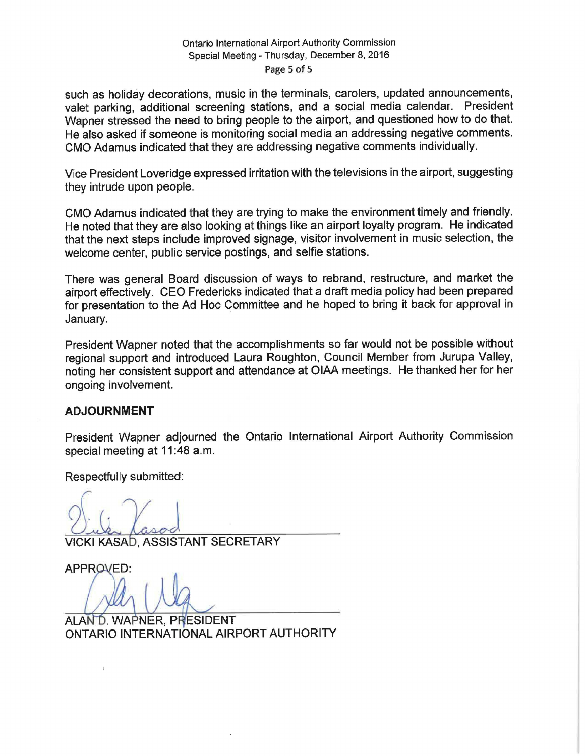such as holiday decorations, music in the terminals, carolers, updated announcements, valet parking, additional screening stations, and a social media calendar. President Wapner stressed the need to bring people to the airport, and questioned how to do that. He also asked if someone is monitoring social media an addressing negative comments. CMO Adamus indicated that they are addressing negative comments individually.

Vice President Loveridge expressed irritation with the televisions in the airport, suggesting they intrude upon people.

CMO Adamus indicated that they are trying to make the environment timely and friendly. He noted that they are also looking at things like an airport loyalty program. He indicated that the next steps include improved signage, visitor involvement in music selection, the welcome center, public service postings, and selfie stations.

There was general Board discussion of ways to rebrand, restructure, and market the airport effectively. CEO Fredericks indicated that a draft media policy had been prepared for presentation to the Ad Hoc Committee and he hoped to bring it back for approval in January.

President Wapner noted that the accomplishments so far would not be possible without regional support and introduced Laura Roughton, Council Member from Jurupa Valley, noting her consistent support and attendance at OIAA meetings. He thanked her for her ongoing involvement.

## ADJOURNMENT

President Wapner adjourned the Ontario International Airport Authority Commission special meeting at 11:48 a.m.

Respectfully submitted:

VICKI KASAD, ASSISTANT SECRETARY

APPROVED:

ALAN D. WAPNER, PRESIDENT
ONTARIO INTERNATIONAL AIRPORT AUTHORITY